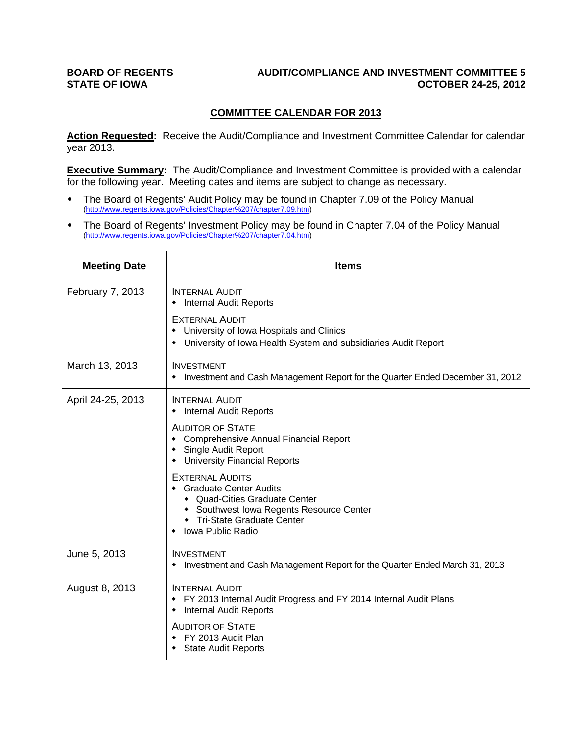**BOARD OF REGENTS**
**STATE OF IOWA**

**AUDIT/COMPLIANCE AND INVESTMENT COMMITTEE 5**
**OCTOBER 24-25, 2012**

## COMMITTEE CALENDAR FOR 2013

**Action Requested:** Receive the Audit/Compliance and Investment Committee Calendar for calendar year 2013.

**Executive Summary:** The Audit/Compliance and Investment Committee is provided with a calendar for the following year. Meeting dates and items are subject to change as necessary.

- The Board of Regents' Audit Policy may be found in Chapter 7.09 of the Policy Manual (http://www.regents.iowa.gov/Policies/Chapter%207/chapter7.09.htm)
- The Board of Regents' Investment Policy may be found in Chapter 7.04 of the Policy Manual (http://www.regents.iowa.gov/Policies/Chapter%207/chapter7.04.htm)

| Meeting Date | Items |
|---|---|
| February 7, 2013 | INTERNAL AUDIT<br>• Internal Audit Reports<br>EXTERNAL AUDIT<br>• University of Iowa Hospitals and Clinics<br>• University of Iowa Health System and subsidiaries Audit Report |
| March 13, 2013 | INVESTMENT<br>• Investment and Cash Management Report for the Quarter Ended December 31, 2012 |
| April 24-25, 2013 | INTERNAL AUDIT<br>• Internal Audit Reports<br>AUDITOR OF STATE<br>• Comprehensive Annual Financial Report<br>• Single Audit Report<br>• University Financial Reports<br>EXTERNAL AUDITS<br>• Graduate Center Audits<br>&nbsp;&nbsp;• Quad-Cities Graduate Center<br>&nbsp;&nbsp;• Southwest Iowa Regents Resource Center<br>&nbsp;&nbsp;• Tri-State Graduate Center<br>• Iowa Public Radio |
| June 5, 2013 | INVESTMENT<br>• Investment and Cash Management Report for the Quarter Ended March 31, 2013 |
| August 8, 2013 | INTERNAL AUDIT<br>• FY 2013 Internal Audit Progress and FY 2014 Internal Audit Plans<br>• Internal Audit Reports<br>AUDITOR OF STATE<br>• FY 2013 Audit Plan<br>• State Audit Reports |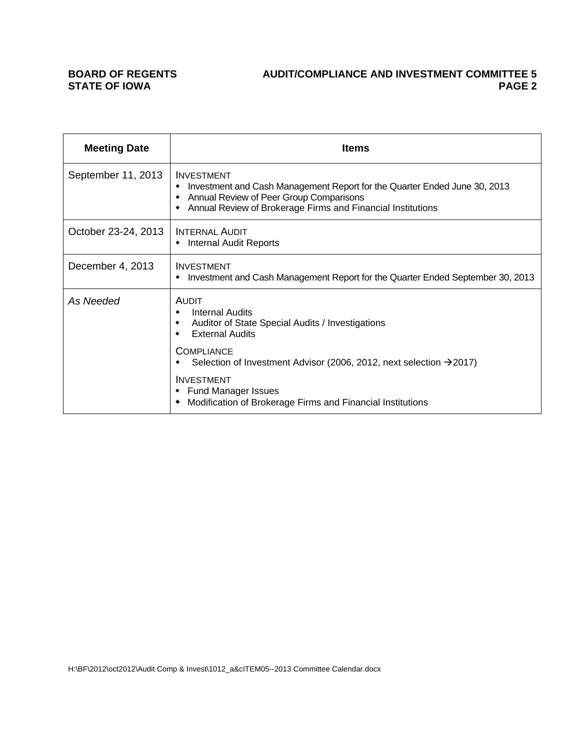| Meeting Date | Items |
|---|---|
| September 11, 2013 | INVESTMENT<br>◆ Investment and Cash Management Report for the Quarter Ended June 30, 2013<br>◆ Annual Review of Peer Group Comparisons<br>◆ Annual Review of Brokerage Firms and Financial Institutions |
| October 23-24, 2013 | INTERNAL AUDIT<br>◆ Internal Audit Reports |
| December 4, 2013 | INVESTMENT<br>◆ Investment and Cash Management Report for the Quarter Ended September 30, 2013 |
| *As Needed* | AUDIT<br>◆ Internal Audits<br>◆ Auditor of State Special Audits / Investigations<br>◆ External Audits<br><br>COMPLIANCE<br>◆ Selection of Investment Advisor (2006, 2012, next selection →2017)<br><br>INVESTMENT<br>◆ Fund Manager Issues<br>◆ Modification of Brokerage Firms and Financial Institutions |

H:\BF\2012\oct2012\Audit Comp & Invest\1012_a&cITEM05--2013 Committee Calendar.docx